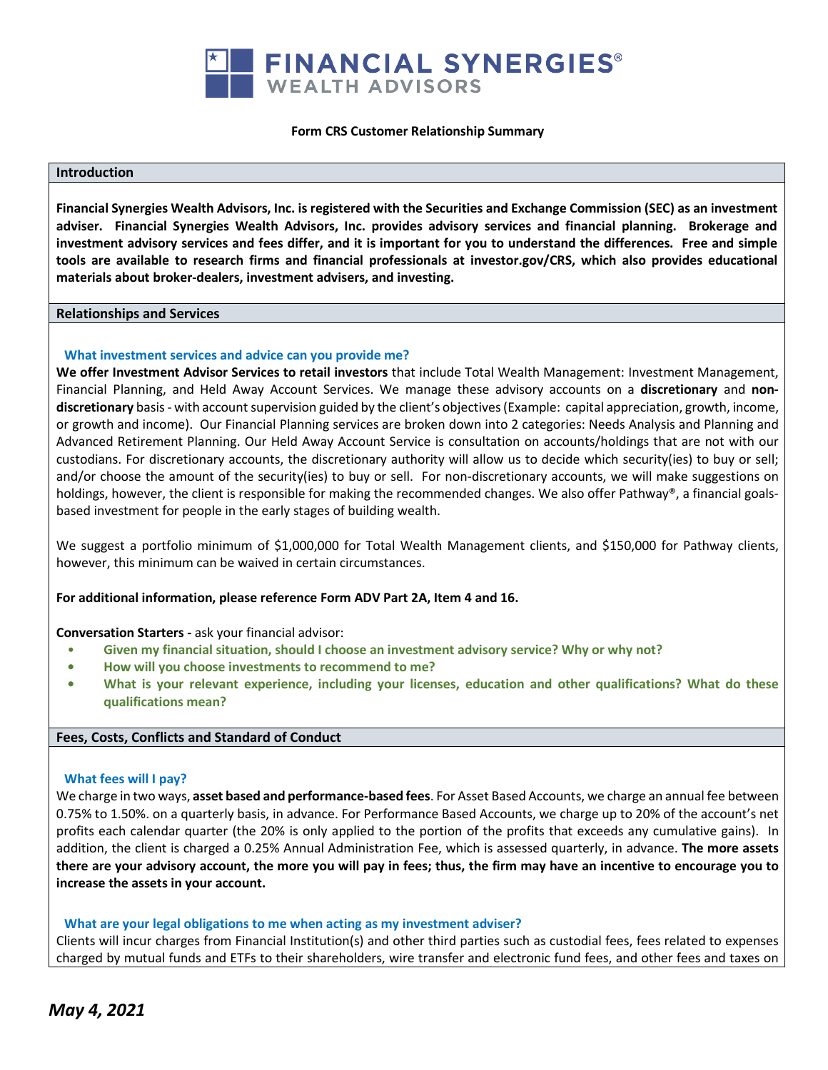# FINANCIAL SYNERGIES® WEALTH ADVISORS

**Form CRS Customer Relationship Summary**

## Introduction

**Financial Synergies Wealth Advisors, Inc. is registered with the Securities and Exchange Commission (SEC) as an investment adviser. Financial Synergies Wealth Advisors, Inc. provides advisory services and financial planning. Brokerage and investment advisory services and fees differ, and it is important for you to understand the differences. Free and simple tools are available to research firms and financial professionals at investor.gov/CRS, which also provides educational materials about broker-dealers, investment advisers, and investing.**

## Relationships and Services

### What investment services and advice can you provide me?

**We offer Investment Advisor Services to retail investors** that include Total Wealth Management: Investment Management, Financial Planning, and Held Away Account Services. We manage these advisory accounts on a **discretionary** and **non-discretionary** basis - with account supervision guided by the client's objectives (Example: capital appreciation, growth, income, or growth and income). Our Financial Planning services are broken down into 2 categories: Needs Analysis and Planning and Advanced Retirement Planning. Our Held Away Account Service is consultation on accounts/holdings that are not with our custodians. For discretionary accounts, the discretionary authority will allow us to decide which security(ies) to buy or sell; and/or choose the amount of the security(ies) to buy or sell. For non-discretionary accounts, we will make suggestions on holdings, however, the client is responsible for making the recommended changes. We also offer Pathway®, a financial goals-based investment for people in the early stages of building wealth.

We suggest a portfolio minimum of $1,000,000 for Total Wealth Management clients, and $150,000 for Pathway clients, however, this minimum can be waived in certain circumstances.

**For additional information, please reference Form ADV Part 2A, Item 4 and 16.**

**Conversation Starters -** ask your financial advisor:

- **Given my financial situation, should I choose an investment advisory service? Why or why not?**
- **How will you choose investments to recommend to me?**
- **What is your relevant experience, including your licenses, education and other qualifications? What do these qualifications mean?**

## Fees, Costs, Conflicts and Standard of Conduct

### What fees will I pay?

We charge in two ways, **asset based and performance-based fees**. For Asset Based Accounts, we charge an annual fee between 0.75% to 1.50%. on a quarterly basis, in advance. For Performance Based Accounts, we charge up to 20% of the account's net profits each calendar quarter (the 20% is only applied to the portion of the profits that exceeds any cumulative gains). In addition, the client is charged a 0.25% Annual Administration Fee, which is assessed quarterly, in advance. **The more assets there are your advisory account, the more you will pay in fees; thus, the firm may have an incentive to encourage you to increase the assets in your account.**

### What are your legal obligations to me when acting as my investment adviser?

Clients will incur charges from Financial Institution(s) and other third parties such as custodial fees, fees related to expenses charged by mutual funds and ETFs to their shareholders, wire transfer and electronic fund fees, and other fees and taxes on

*May 4, 2021*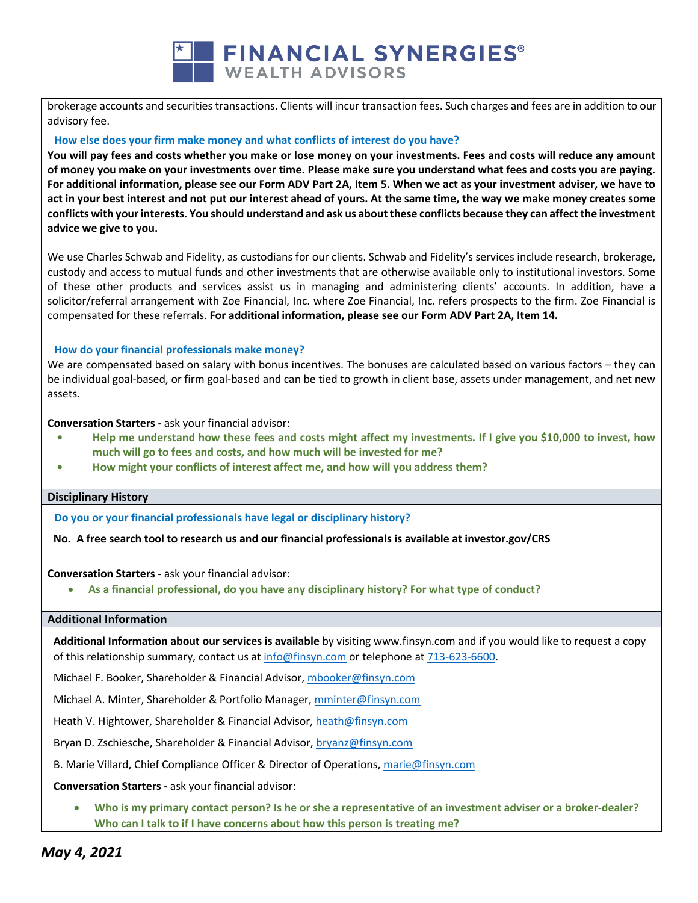brokerage accounts and securities transactions. Clients will incur transaction fees. Such charges and fees are in addition to our advisory fee.

**How else does your firm make money and what conflicts of interest do you have?**

**You will pay fees and costs whether you make or lose money on your investments. Fees and costs will reduce any amount of money you make on your investments over time. Please make sure you understand what fees and costs you are paying. For additional information, please see our Form ADV Part 2A, Item 5. When we act as your investment adviser, we have to act in your best interest and not put our interest ahead of yours. At the same time, the way we make money creates some conflicts with your interests. You should understand and ask us about these conflicts because they can affect the investment advice we give to you.**

We use Charles Schwab and Fidelity, as custodians for our clients. Schwab and Fidelity's services include research, brokerage, custody and access to mutual funds and other investments that are otherwise available only to institutional investors. Some of these other products and services assist us in managing and administering clients' accounts. In addition, have a solicitor/referral arrangement with Zoe Financial, Inc. where Zoe Financial, Inc. refers prospects to the firm. Zoe Financial is compensated for these referrals. **For additional information, please see our Form ADV Part 2A, Item 14.**

**How do your financial professionals make money?**

We are compensated based on salary with bonus incentives. The bonuses are calculated based on various factors – they can be individual goal-based, or firm goal-based and can be tied to growth in client base, assets under management, and net new assets.

**Conversation Starters -** ask your financial advisor:

- **Help me understand how these fees and costs might affect my investments. If I give you $10,000 to invest, how much will go to fees and costs, and how much will be invested for me?**
- **How might your conflicts of interest affect me, and how will you address them?**

## Disciplinary History

**Do you or your financial professionals have legal or disciplinary history?**

**No. A free search tool to research us and our financial professionals is available at investor.gov/CRS**

**Conversation Starters -** ask your financial advisor:

- **As a financial professional, do you have any disciplinary history? For what type of conduct?**

## Additional Information

**Additional Information about our services is available** by visiting www.finsyn.com and if you would like to request a copy of this relationship summary, contact us at info@finsyn.com or telephone at 713-623-6600.

Michael F. Booker, Shareholder & Financial Advisor, mbooker@finsyn.com

Michael A. Minter, Shareholder & Portfolio Manager, mminter@finsyn.com

Heath V. Hightower, Shareholder & Financial Advisor, heath@finsyn.com

Bryan D. Zschiesche, Shareholder & Financial Advisor, bryanz@finsyn.com

B. Marie Villard, Chief Compliance Officer & Director of Operations, marie@finsyn.com

**Conversation Starters -** ask your financial advisor:

- **Who is my primary contact person? Is he or she a representative of an investment adviser or a broker-dealer? Who can I talk to if I have concerns about how this person is treating me?**

***May 4, 2021***